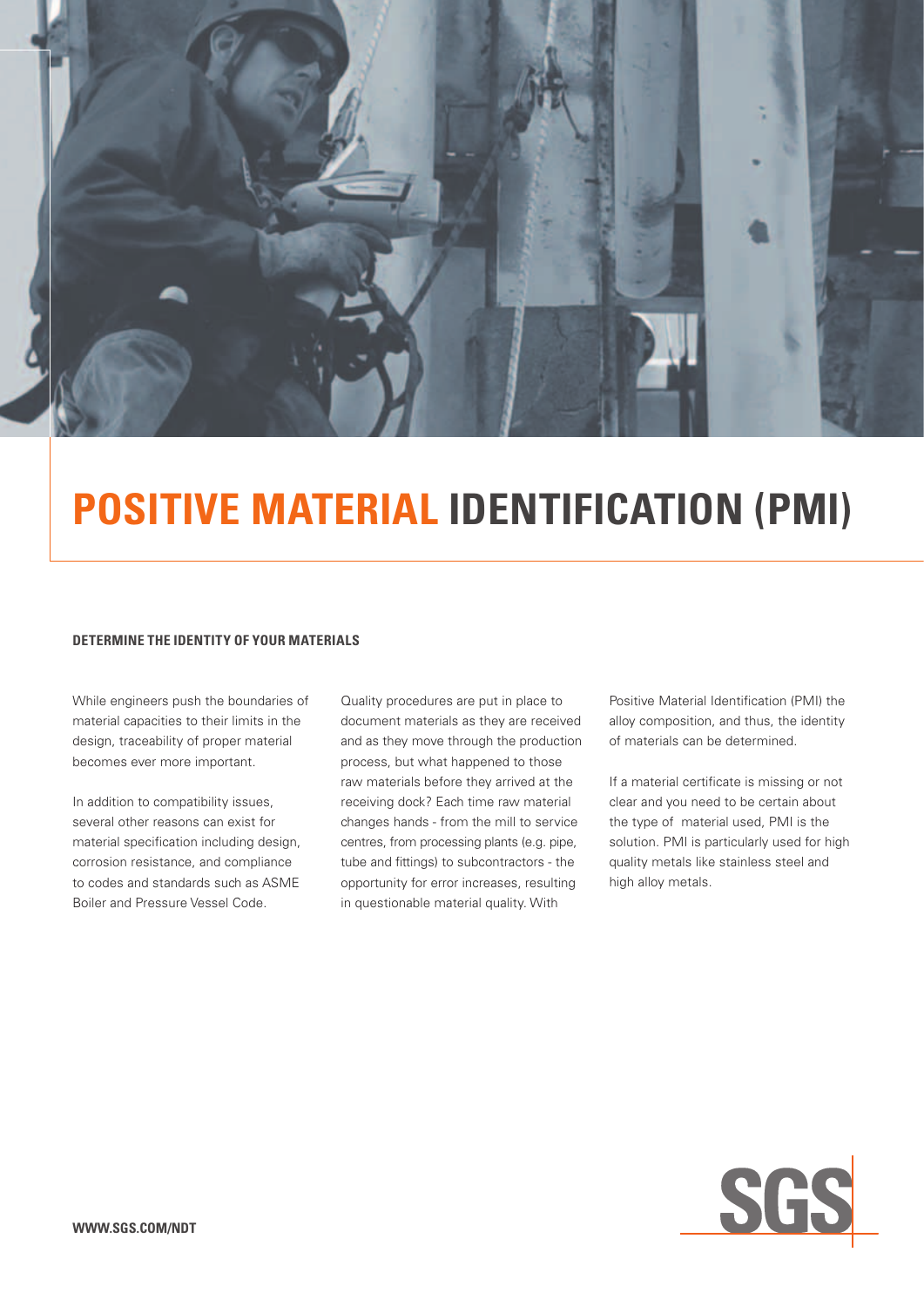# POSITIVE MATERIAL IDENTIFICATION (PMI)

## DETERMINE THE IDENTITY OF YOUR MATERIALS

While engineers push the boundaries of material capacities to their limits in the design, traceability of proper material becomes ever more important.

In addition to compatibility issues, several other reasons can exist for material specification including design, corrosion resistance, and compliance to codes and standards such as ASME Boiler and Pressure Vessel Code.

Quality procedures are put in place to document materials as they are received and as they move through the production process, but what happened to those raw materials before they arrived at the receiving dock? Each time raw material changes hands - from the mill to service centres, from processing plants (e.g. pipe, tube and fittings) to subcontractors - the opportunity for error increases, resulting in questionable material quality. With Positive Material Identification (PMI) the alloy composition, and thus, the identity of materials can be determined.

If a material certificate is missing or not clear and you need to be certain about the type of material used, PMI is the solution. PMI is particularly used for high quality metals like stainless steel and high alloy metals.

SGS

WWW.SGS.COM/NDT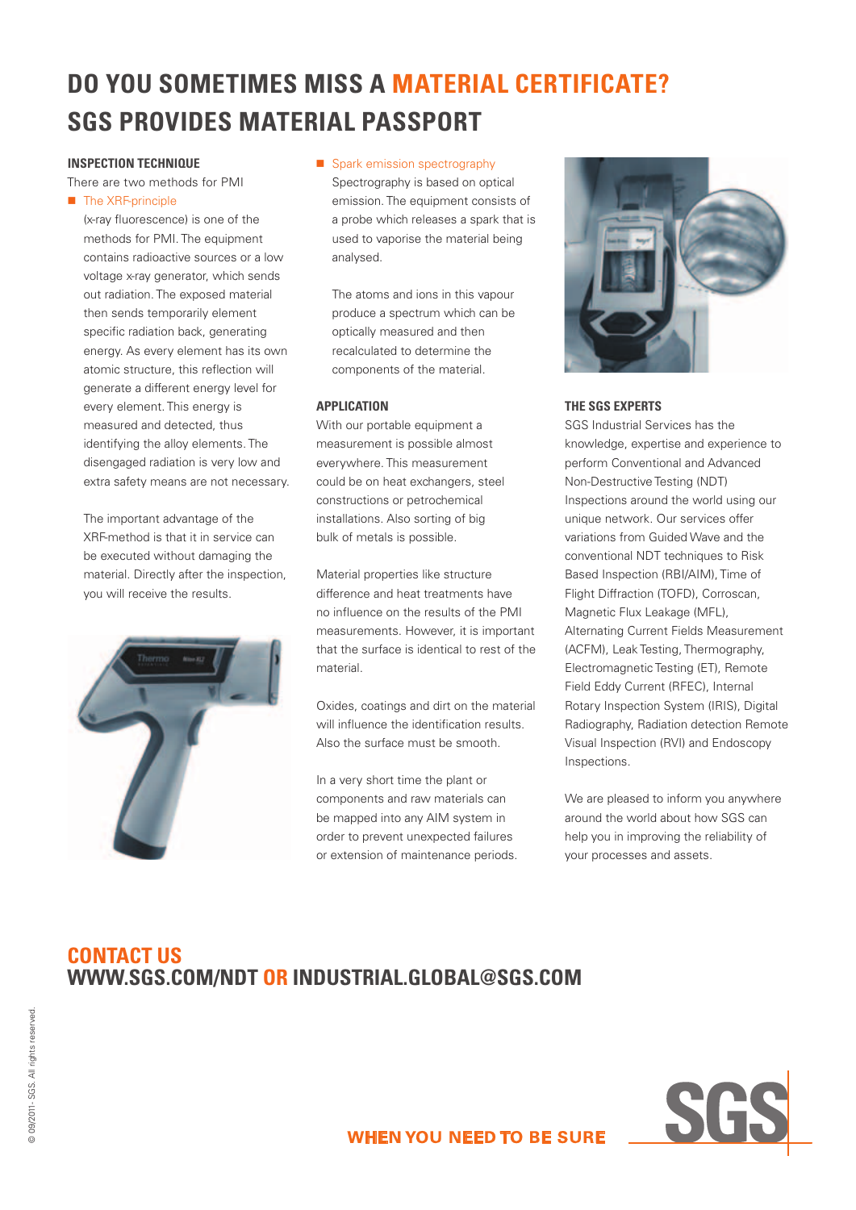# DO YOU SOMETIMES MISS A MATERIAL CERTIFICATE? SGS PROVIDES MATERIAL PASSPORT

### INSPECTION TECHNIQUE

There are two methods for PMI

- The XRF-principle

  (x-ray fluorescence) is one of the methods for PMI. The equipment contains radioactive sources or a low voltage x-ray generator, which sends out radiation. The exposed material then sends temporarily element specific radiation back, generating energy. As every element has its own atomic structure, this reflection will generate a different energy level for every element. This energy is measured and detected, thus identifying the alloy elements. The disengaged radiation is very low and extra safety means are not necessary.

  The important advantage of the XRF-method is that it in service can be executed without damaging the material. Directly after the inspection, you will receive the results.

- Spark emission spectrography

  Spectrography is based on optical emission. The equipment consists of a probe which releases a spark that is used to vaporise the material being analysed.

  The atoms and ions in this vapour produce a spectrum which can be optically measured and then recalculated to determine the components of the material.

### APPLICATION

With our portable equipment a measurement is possible almost everywhere. This measurement could be on heat exchangers, steel constructions or petrochemical installations. Also sorting of big bulk of metals is possible.

Material properties like structure difference and heat treatments have no influence on the results of the PMI measurements. However, it is important that the surface is identical to rest of the material.

Oxides, coatings and dirt on the material will influence the identification results. Also the surface must be smooth.

In a very short time the plant or components and raw materials can be mapped into any AIM system in order to prevent unexpected failures or extension of maintenance periods.

### THE SGS EXPERTS

SGS Industrial Services has the knowledge, expertise and experience to perform Conventional and Advanced Non-Destructive Testing (NDT) Inspections around the world using our unique network. Our services offer variations from Guided Wave and the conventional NDT techniques to Risk Based Inspection (RBI/AIM), Time of Flight Diffraction (TOFD), Corroscan, Magnetic Flux Leakage (MFL), Alternating Current Fields Measurement (ACFM), Leak Testing, Thermography, Electromagnetic Testing (ET), Remote Field Eddy Current (RFEC), Internal Rotary Inspection System (IRIS), Digital Radiography, Radiation detection Remote Visual Inspection (RVI) and Endoscopy Inspections.

We are pleased to inform you anywhere around the world about how SGS can help you in improving the reliability of your processes and assets.

## CONTACT US

**WWW.SGS.COM/NDT OR INDUSTRIAL.GLOBAL@SGS.COM**

© 09/2011- SGS. All rights reserved.

WHEN YOU NEED TO BE SURE

SGS